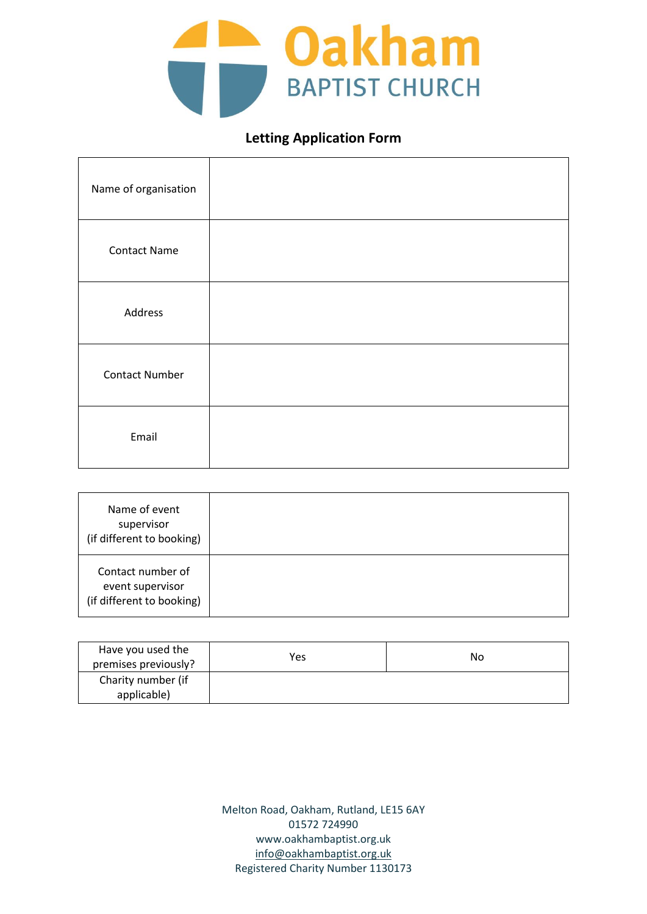# Oakham BAPTIST CHURCH

## Letting Application Form

| | |
|---|---|
| Name of organisation | |
| Contact Name | |
| Address | |
| Contact Number | |
| Email | |

| | |
|---|---|
| Name of event supervisor (if different to booking) | |
| Contact number of event supervisor (if different to booking) | |

| | | |
|---|---|---|
| Have you used the premises previously? | Yes | No |
| Charity number (if applicable) | | |

Melton Road, Oakham, Rutland, LE15 6AY
01572 724990
www.oakhambaptist.org.uk
info@oakhambaptist.org.uk
Registered Charity Number 1130173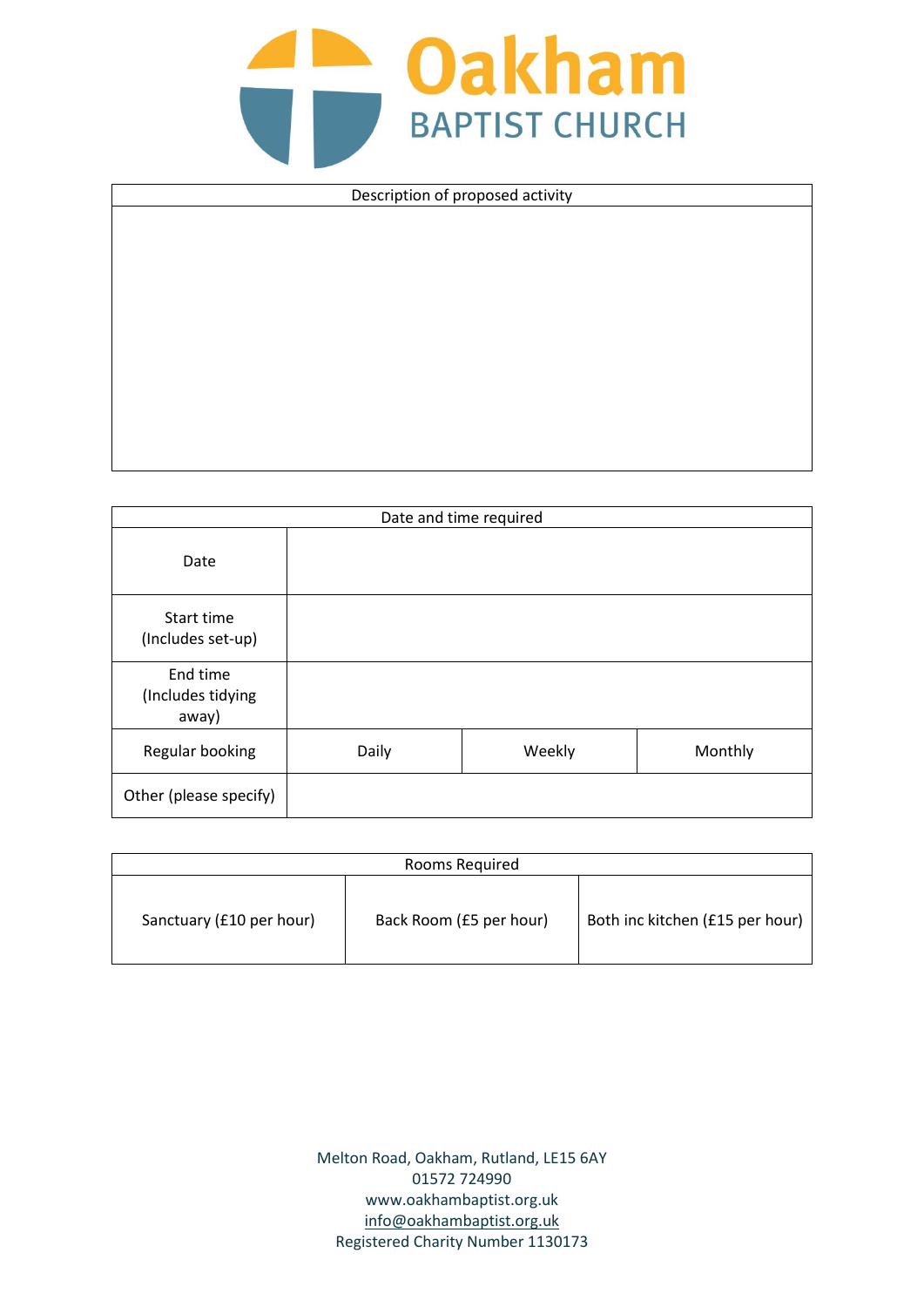# Oakham BAPTIST CHURCH

| Description of proposed activity |
| --- |
| |

| Date and time required | | | |
| --- | --- | --- | --- |
| Date | | | |
| Start time (Includes set-up) | | | |
| End time (Includes tidying away) | | | |
| Regular booking | Daily | Weekly | Monthly |
| Other (please specify) | | | |

| Rooms Required | | |
| --- | --- | --- |
| Sanctuary (£10 per hour) | Back Room (£5 per hour) | Both inc kitchen (£15 per hour) |

Melton Road, Oakham, Rutland, LE15 6AY
01572 724990
www.oakhambaptist.org.uk
info@oakhambaptist.org.uk
Registered Charity Number 1130173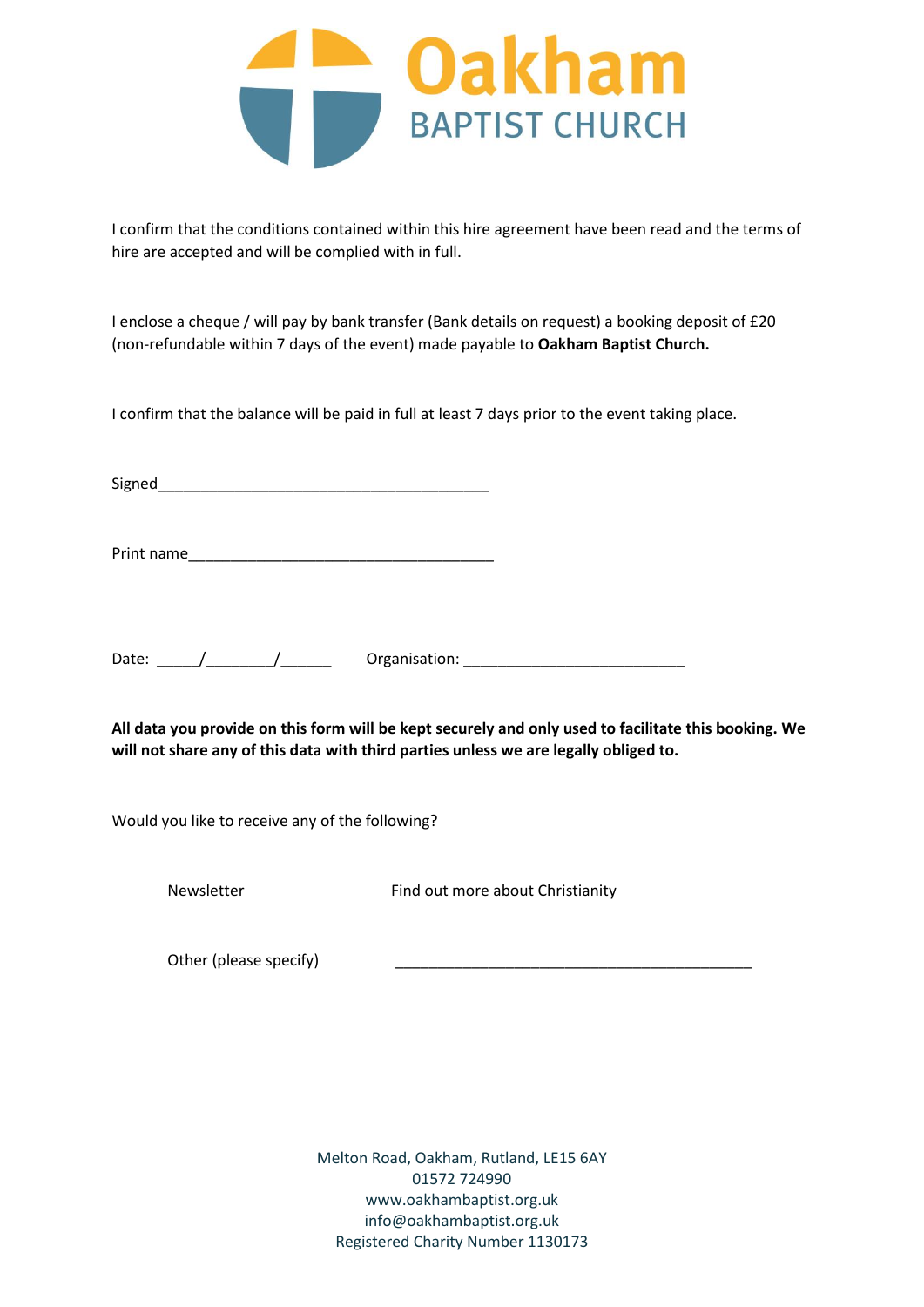# Oakham BAPTIST CHURCH

I confirm that the conditions contained within this hire agreement have been read and the terms of hire are accepted and will be complied with in full.

I enclose a cheque / will pay by bank transfer (Bank details on request) a booking deposit of £20 (non-refundable within 7 days of the event) made payable to **Oakham Baptist Church.**

I confirm that the balance will be paid in full at least 7 days prior to the event taking place.

Signed________________________________________

Print name_____________________________________

Date: _____/________/______ Organisation: __________________________

**All data you provide on this form will be kept securely and only used to facilitate this booking. We will not share any of this data with third parties unless we are legally obliged to.**

Would you like to receive any of the following?

Newsletter

Find out more about Christianity

Other (please specify) ___________________________________________

Melton Road, Oakham, Rutland, LE15 6AY
01572 724990
www.oakhambaptist.org.uk
info@oakhambaptist.org.uk
Registered Charity Number 1130173